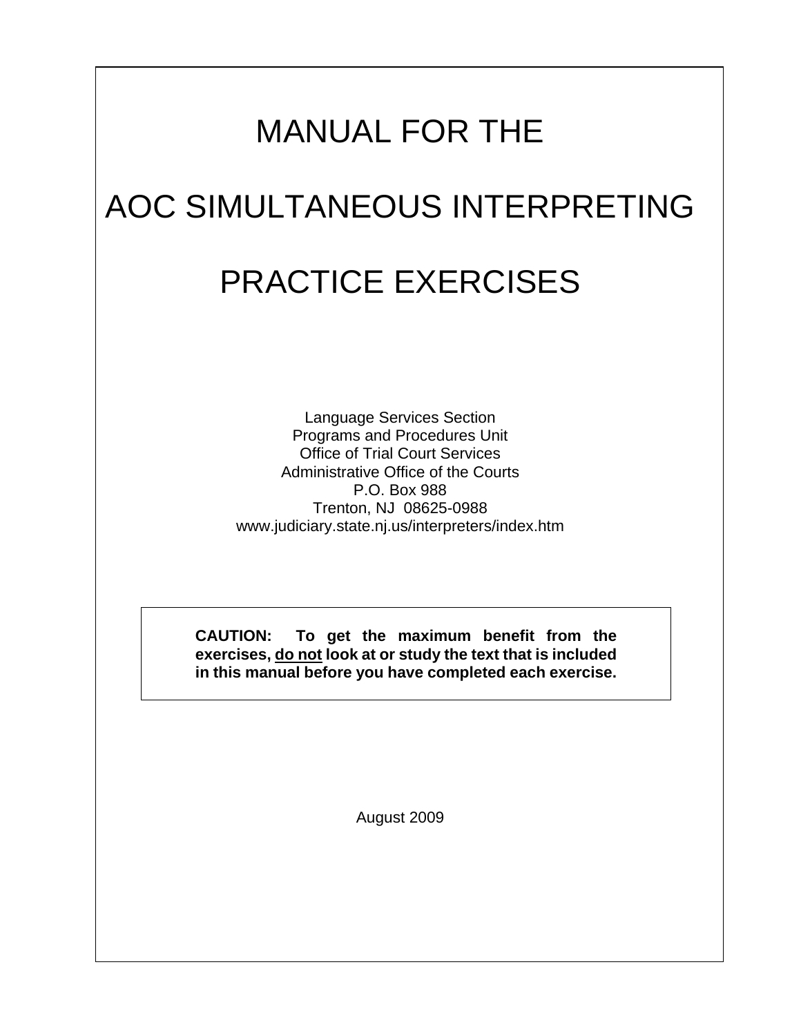# MANUAL FOR THE

# AOC SIMULTANEOUS INTERPRETING

# PRACTICE EXERCISES

Language Services Section
Programs and Procedures Unit
Office of Trial Court Services
Administrative Office of the Courts
P.O. Box 988
Trenton, NJ 08625-0988
www.judiciary.state.nj.us/interpreters/index.htm

**CAUTION: To get the maximum benefit from the exercises, <u>do not</u> look at or study the text that is included in this manual before you have completed each exercise.**

August 2009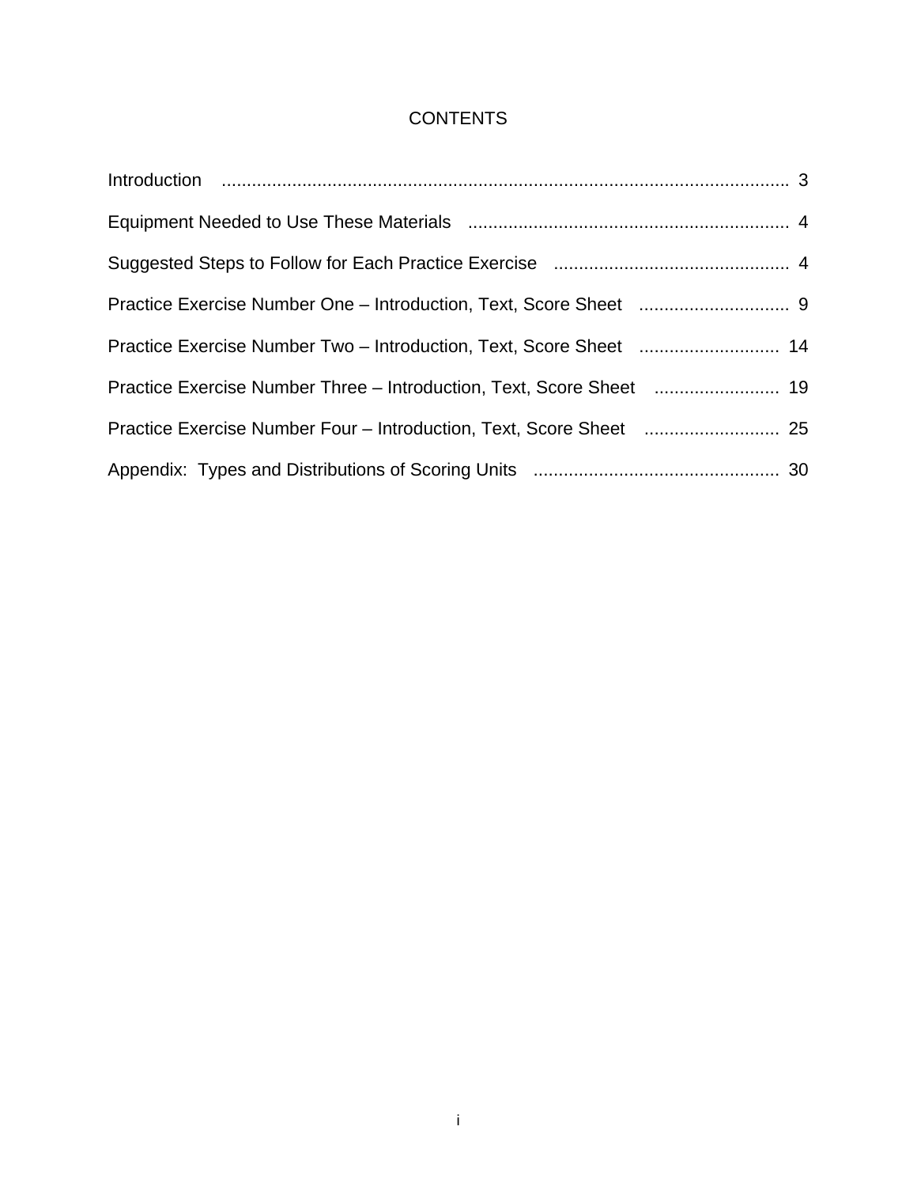# CONTENTS

Introduction .................................................................................................................. 3

Equipment Needed to Use These Materials ................................................................ 4

Suggested Steps to Follow for Each Practice Exercise ............................................... 4

Practice Exercise Number One – Introduction, Text, Score Sheet .............................. 9

Practice Exercise Number Two – Introduction, Text, Score Sheet ............................ 14

Practice Exercise Number Three – Introduction, Text, Score Sheet ......................... 19

Practice Exercise Number Four – Introduction, Text, Score Sheet ........................... 25

Appendix: Types and Distributions of Scoring Units ................................................. 30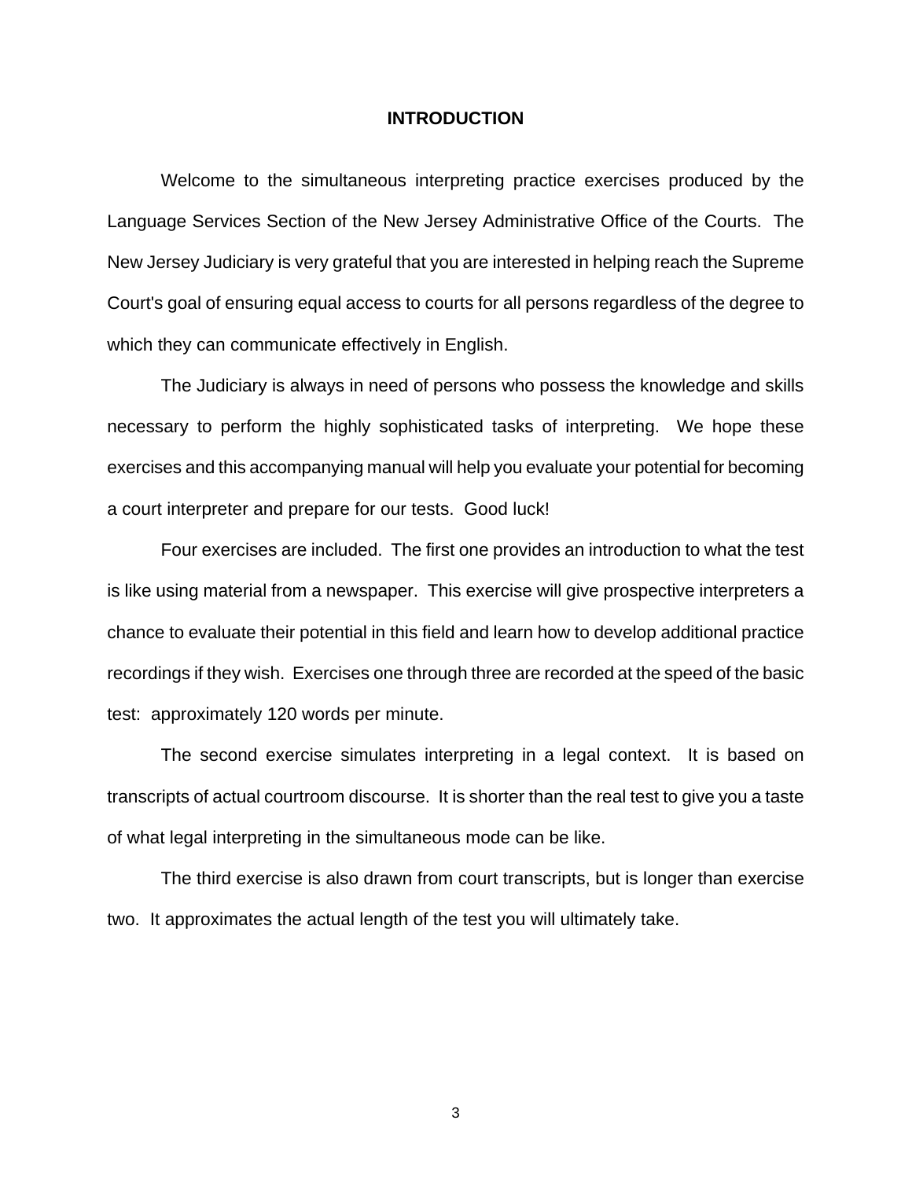# INTRODUCTION

Welcome to the simultaneous interpreting practice exercises produced by the Language Services Section of the New Jersey Administrative Office of the Courts. The New Jersey Judiciary is very grateful that you are interested in helping reach the Supreme Court's goal of ensuring equal access to courts for all persons regardless of the degree to which they can communicate effectively in English.

The Judiciary is always in need of persons who possess the knowledge and skills necessary to perform the highly sophisticated tasks of interpreting. We hope these exercises and this accompanying manual will help you evaluate your potential for becoming a court interpreter and prepare for our tests. Good luck!

Four exercises are included. The first one provides an introduction to what the test is like using material from a newspaper. This exercise will give prospective interpreters a chance to evaluate their potential in this field and learn how to develop additional practice recordings if they wish. Exercises one through three are recorded at the speed of the basic test: approximately 120 words per minute.

The second exercise simulates interpreting in a legal context. It is based on transcripts of actual courtroom discourse. It is shorter than the real test to give you a taste of what legal interpreting in the simultaneous mode can be like.

The third exercise is also drawn from court transcripts, but is longer than exercise two. It approximates the actual length of the test you will ultimately take.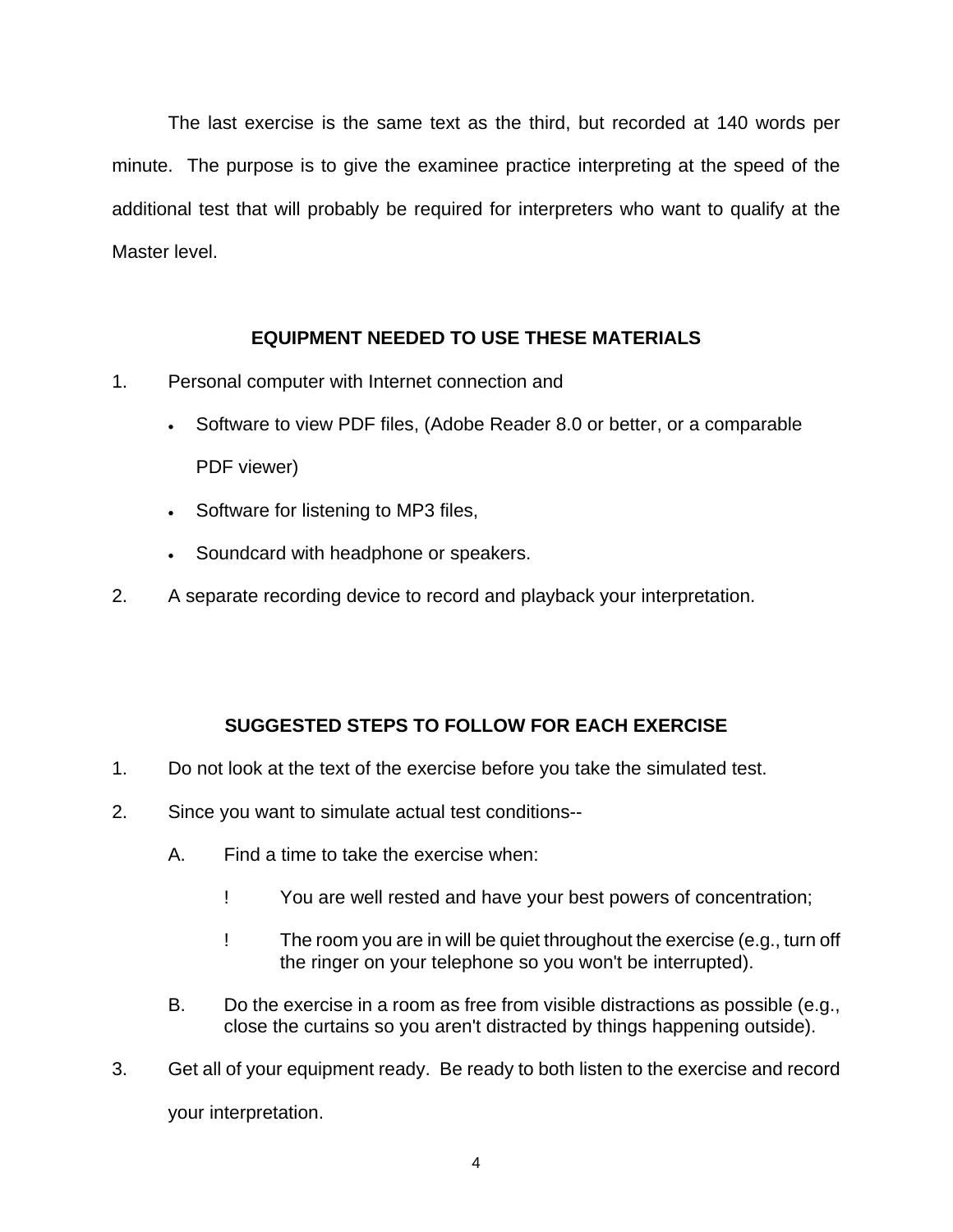The last exercise is the same text as the third, but recorded at 140 words per minute. The purpose is to give the examinee practice interpreting at the speed of the additional test that will probably be required for interpreters who want to qualify at the Master level.

## EQUIPMENT NEEDED TO USE THESE MATERIALS

1. Personal computer with Internet connection and
   - Software to view PDF files, (Adobe Reader 8.0 or better, or a comparable PDF viewer)
   - Software for listening to MP3 files,
   - Soundcard with headphone or speakers.
2. A separate recording device to record and playback your interpretation.

## SUGGESTED STEPS TO FOLLOW FOR EACH EXERCISE

1. Do not look at the text of the exercise before you take the simulated test.
2. Since you want to simulate actual test conditions--
   - A. Find a time to take the exercise when:
     - ! You are well rested and have your best powers of concentration;
     - ! The room you are in will be quiet throughout the exercise (e.g., turn off the ringer on your telephone so you won't be interrupted).
   - B. Do the exercise in a room as free from visible distractions as possible (e.g., close the curtains so you aren't distracted by things happening outside).
3. Get all of your equipment ready. Be ready to both listen to the exercise and record your interpretation.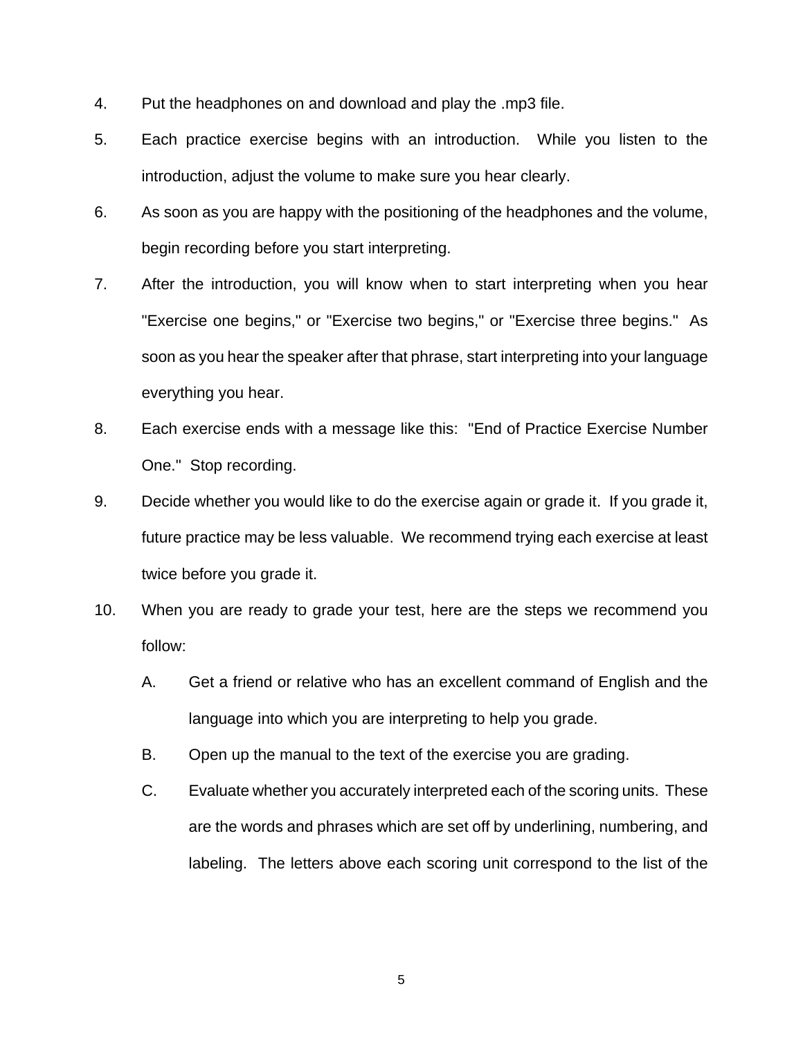4. Put the headphones on and download and play the .mp3 file.

5. Each practice exercise begins with an introduction. While you listen to the introduction, adjust the volume to make sure you hear clearly.

6. As soon as you are happy with the positioning of the headphones and the volume, begin recording before you start interpreting.

7. After the introduction, you will know when to start interpreting when you hear "Exercise one begins," or "Exercise two begins," or "Exercise three begins." As soon as you hear the speaker after that phrase, start interpreting into your language everything you hear.

8. Each exercise ends with a message like this: "End of Practice Exercise Number One." Stop recording.

9. Decide whether you would like to do the exercise again or grade it. If you grade it, future practice may be less valuable. We recommend trying each exercise at least twice before you grade it.

10. When you are ready to grade your test, here are the steps we recommend you follow:

    A. Get a friend or relative who has an excellent command of English and the language into which you are interpreting to help you grade.

    B. Open up the manual to the text of the exercise you are grading.

    C. Evaluate whether you accurately interpreted each of the scoring units. These are the words and phrases which are set off by underlining, numbering, and labeling. The letters above each scoring unit correspond to the list of the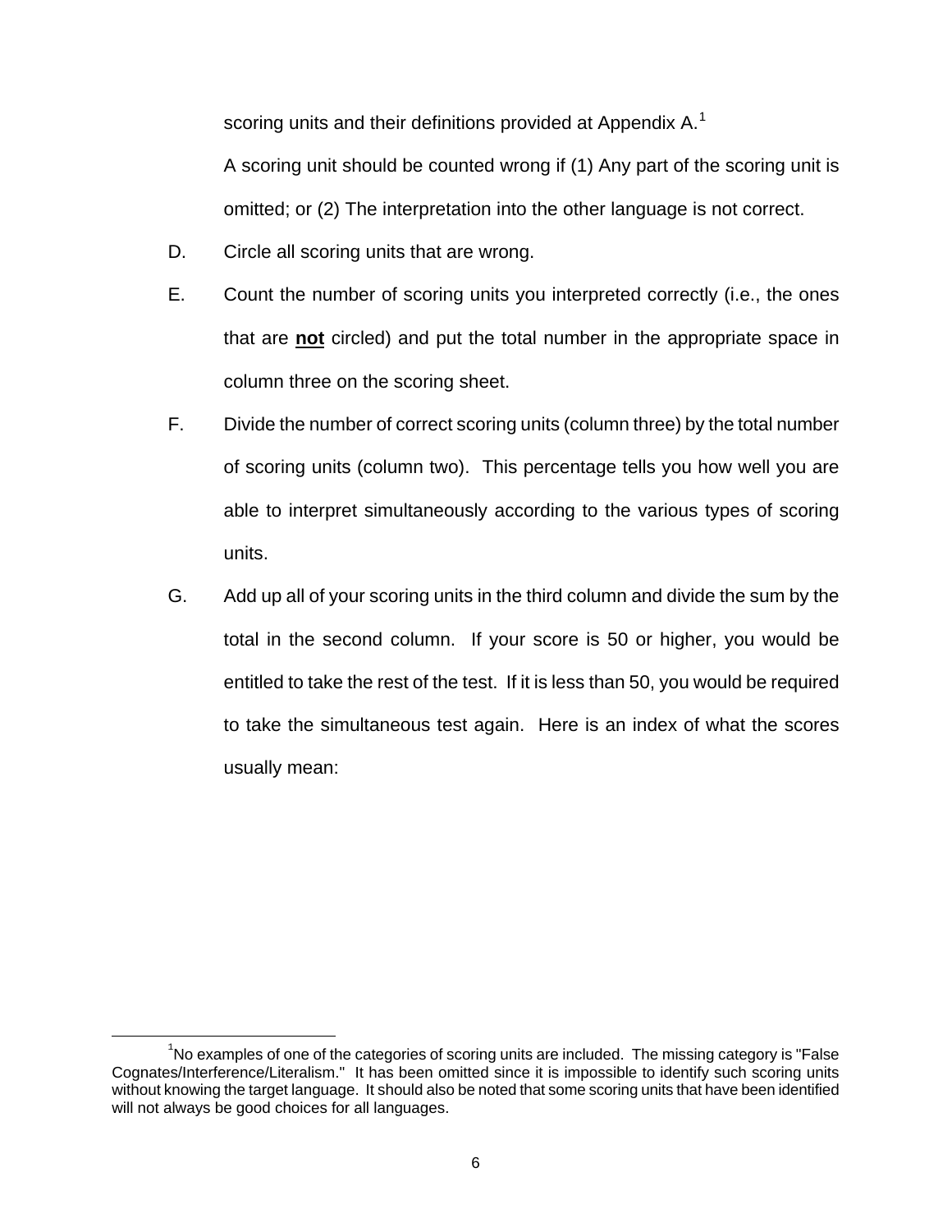scoring units and their definitions provided at Appendix A.[1]

A scoring unit should be counted wrong if (1) Any part of the scoring unit is omitted; or (2) The interpretation into the other language is not correct.

D. Circle all scoring units that are wrong.

E. Count the number of scoring units you interpreted correctly (i.e., the ones that are **not** circled) and put the total number in the appropriate space in column three on the scoring sheet.

F. Divide the number of correct scoring units (column three) by the total number of scoring units (column two). This percentage tells you how well you are able to interpret simultaneously according to the various types of scoring units.

G. Add up all of your scoring units in the third column and divide the sum by the total in the second column. If your score is 50 or higher, you would be entitled to take the rest of the test. If it is less than 50, you would be required to take the simultaneous test again. Here is an index of what the scores usually mean:

---

[1] No examples of one of the categories of scoring units are included. The missing category is "False Cognates/Interference/Literalism." It has been omitted since it is impossible to identify such scoring units without knowing the target language. It should also be noted that some scoring units that have been identified will not always be good choices for all languages.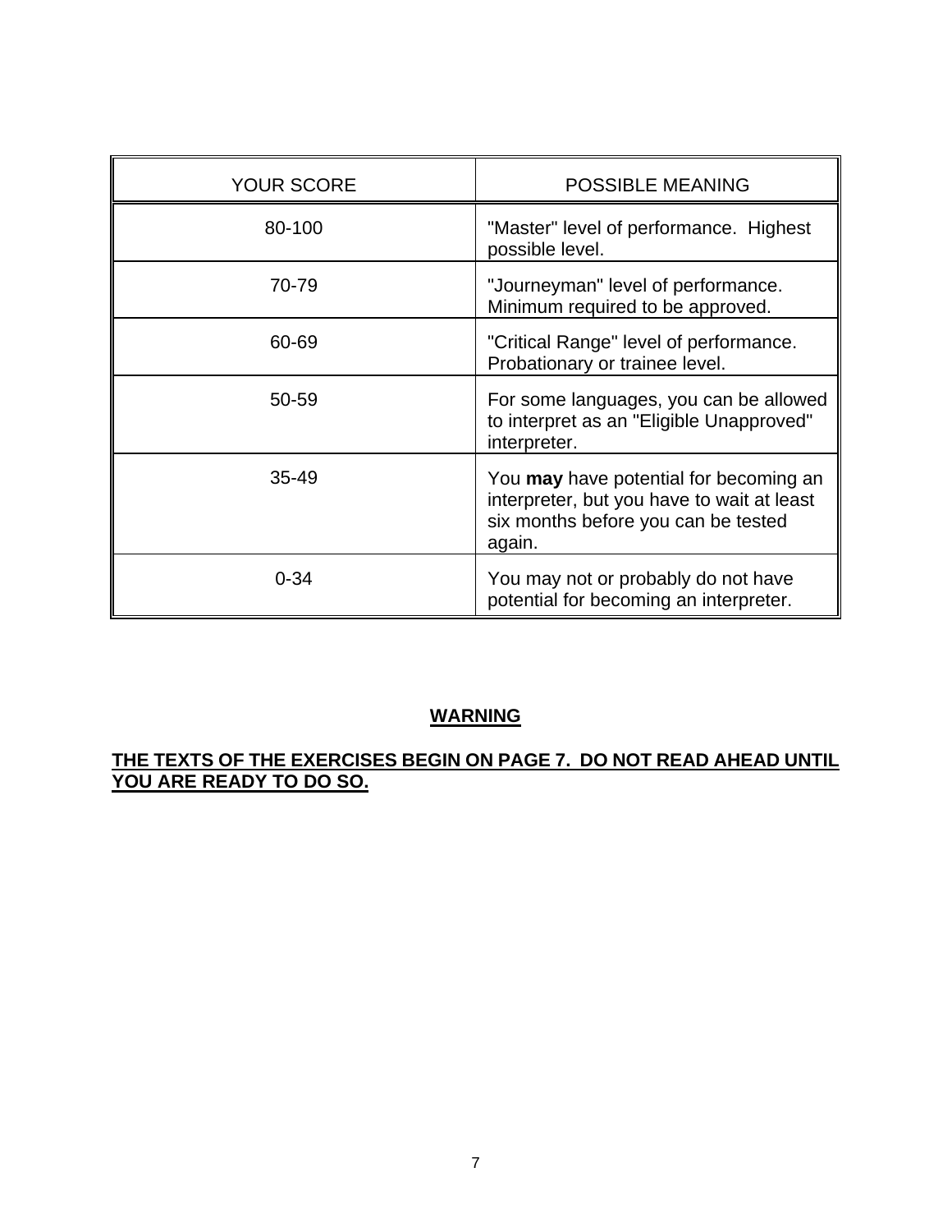| YOUR SCORE | POSSIBLE MEANING |
| --- | --- |
| 80-100 | "Master" level of performance. Highest possible level. |
| 70-79 | "Journeyman" level of performance. Minimum required to be approved. |
| 60-69 | "Critical Range" level of performance. Probationary or trainee level. |
| 50-59 | For some languages, you can be allowed to interpret as an "Eligible Unapproved" interpreter. |
| 35-49 | You **may** have potential for becoming an interpreter, but you have to wait at least six months before you can be tested again. |
| 0-34 | You may not or probably do not have potential for becoming an interpreter. |

**WARNING**

**THE TEXTS OF THE EXERCISES BEGIN ON PAGE 7. DO NOT READ AHEAD UNTIL YOU ARE READY TO DO SO.**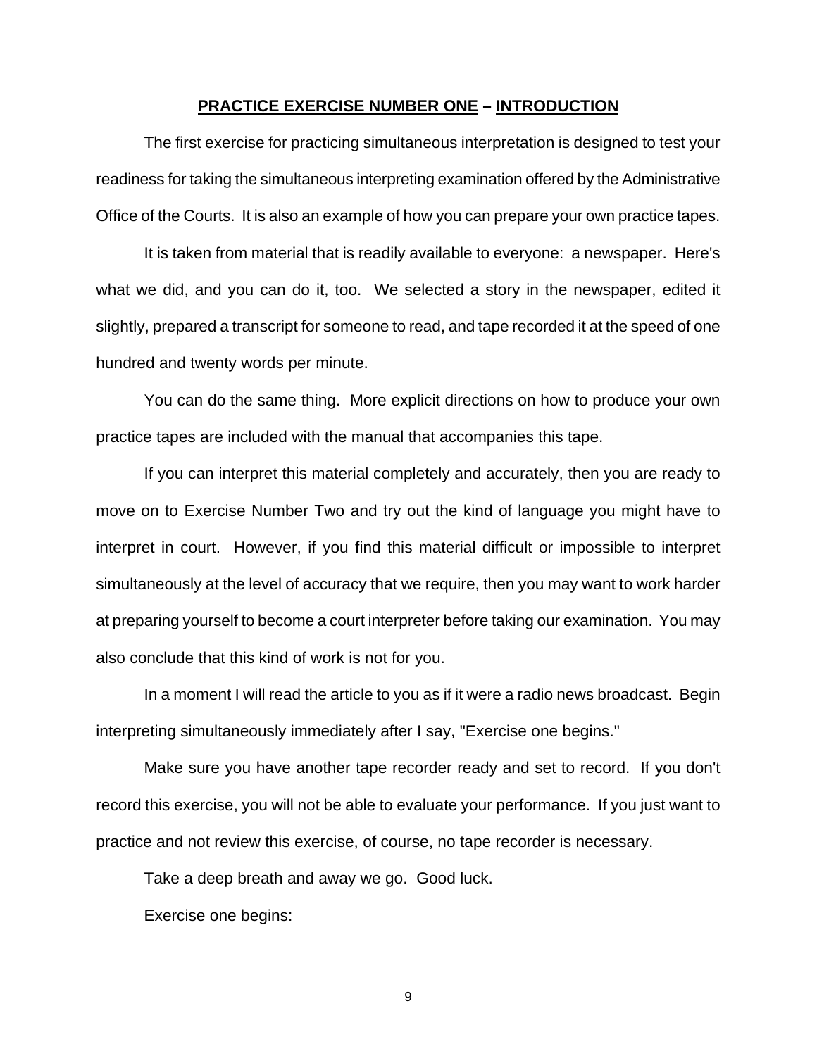## PRACTICE EXERCISE NUMBER ONE – INTRODUCTION

The first exercise for practicing simultaneous interpretation is designed to test your readiness for taking the simultaneous interpreting examination offered by the Administrative Office of the Courts. It is also an example of how you can prepare your own practice tapes.

It is taken from material that is readily available to everyone: a newspaper. Here's what we did, and you can do it, too. We selected a story in the newspaper, edited it slightly, prepared a transcript for someone to read, and tape recorded it at the speed of one hundred and twenty words per minute.

You can do the same thing. More explicit directions on how to produce your own practice tapes are included with the manual that accompanies this tape.

If you can interpret this material completely and accurately, then you are ready to move on to Exercise Number Two and try out the kind of language you might have to interpret in court. However, if you find this material difficult or impossible to interpret simultaneously at the level of accuracy that we require, then you may want to work harder at preparing yourself to become a court interpreter before taking our examination. You may also conclude that this kind of work is not for you.

In a moment I will read the article to you as if it were a radio news broadcast. Begin interpreting simultaneously immediately after I say, "Exercise one begins."

Make sure you have another tape recorder ready and set to record. If you don't record this exercise, you will not be able to evaluate your performance. If you just want to practice and not review this exercise, of course, no tape recorder is necessary.

Take a deep breath and away we go. Good luck.

Exercise one begins: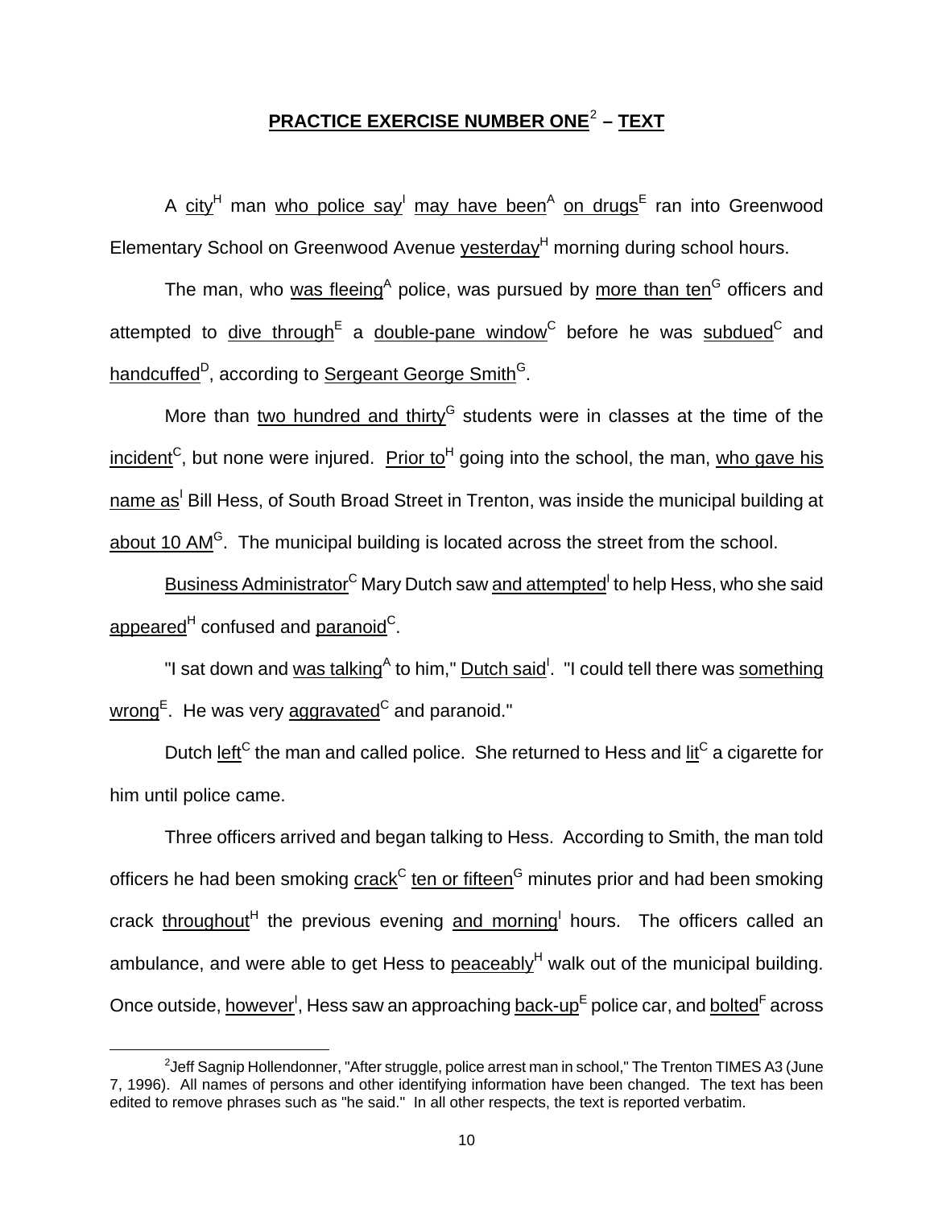## **PRACTICE EXERCISE NUMBER ONE**[2] **– TEXT**

A <u>city</u>[H] man <u>who police say</u>[I] <u>may have been</u>[A] <u>on drugs</u>[E] ran into Greenwood Elementary School on Greenwood Avenue <u>yesterday</u>[H] morning during school hours.

The man, who <u>was fleeing</u>[A] police, was pursued by <u>more than ten</u>[G] officers and attempted to <u>dive through</u>[E] a <u>double-pane window</u>[C] before he was <u>subdued</u>[C] and <u>handcuffed</u>[D], according to <u>Sergeant George Smith</u>[G].

More than <u>two hundred and thirty</u>[G] students were in classes at the time of the <u>incident</u>[C], but none were injured. <u>Prior to</u>[H] going into the school, the man, <u>who gave his name as</u>[I] Bill Hess, of South Broad Street in Trenton, was inside the municipal building at <u>about 10 AM</u>[G]. The municipal building is located across the street from the school.

<u>Business Administrator</u>[C] Mary Dutch saw <u>and attempted</u>[I] to help Hess, who she said <u>appeared</u>[H] confused and <u>paranoid</u>[C].

"I sat down and <u>was talking</u>[A] to him," <u>Dutch said</u>[I]. "I could tell there was <u>something wrong</u>[E]. He was very <u>aggravated</u>[C] and paranoid."

Dutch <u>left</u>[C] the man and called police. She returned to Hess and <u>lit</u>[C] a cigarette for him until police came.

Three officers arrived and began talking to Hess. According to Smith, the man told officers he had been smoking <u>crack</u>[C] <u>ten or fifteen</u>[G] minutes prior and had been smoking crack <u>throughout</u>[H] the previous evening <u>and morning</u>[I] hours. The officers called an ambulance, and were able to get Hess to <u>peaceably</u>[H] walk out of the municipal building. Once outside, <u>however</u>[I], Hess saw an approaching <u>back-up</u>[E] police car, and <u>bolted</u>[F] across

---

[2] Jeff Sagnip Hollendonner, "After struggle, police arrest man in school," The Trenton TIMES A3 (June 7, 1996). All names of persons and other identifying information have been changed. The text has been edited to remove phrases such as "he said." In all other respects, the text is reported verbatim.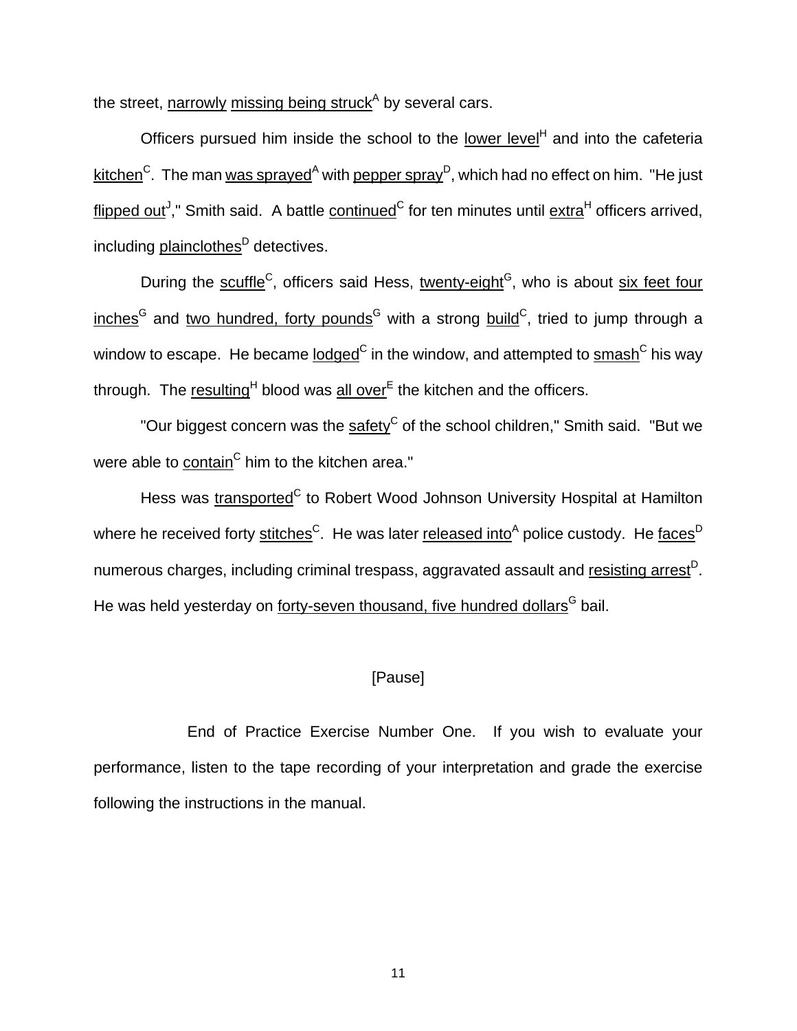the street, narrowly missing being struck[A] by several cars.

Officers pursued him inside the school to the lower level[H] and into the cafeteria kitchen[C]. The man was sprayed[A] with pepper spray[D], which had no effect on him. "He just flipped out[J]," Smith said. A battle continued[C] for ten minutes until extra[H] officers arrived, including plainclothes[D] detectives.

During the scuffle[C], officers said Hess, twenty-eight[G], who is about six feet four inches[G] and two hundred, forty pounds[G] with a strong build[C], tried to jump through a window to escape. He became lodged[C] in the window, and attempted to smash[C] his way through. The resulting[H] blood was all over[E] the kitchen and the officers.

"Our biggest concern was the safety[C] of the school children," Smith said. "But we were able to contain[C] him to the kitchen area."

Hess was transported[C] to Robert Wood Johnson University Hospital at Hamilton where he received forty stitches[C]. He was later released into[A] police custody. He faces[D] numerous charges, including criminal trespass, aggravated assault and resisting arrest[D]. He was held yesterday on forty-seven thousand, five hundred dollars[G] bail.

[Pause]

End of Practice Exercise Number One. If you wish to evaluate your performance, listen to the tape recording of your interpretation and grade the exercise following the instructions in the manual.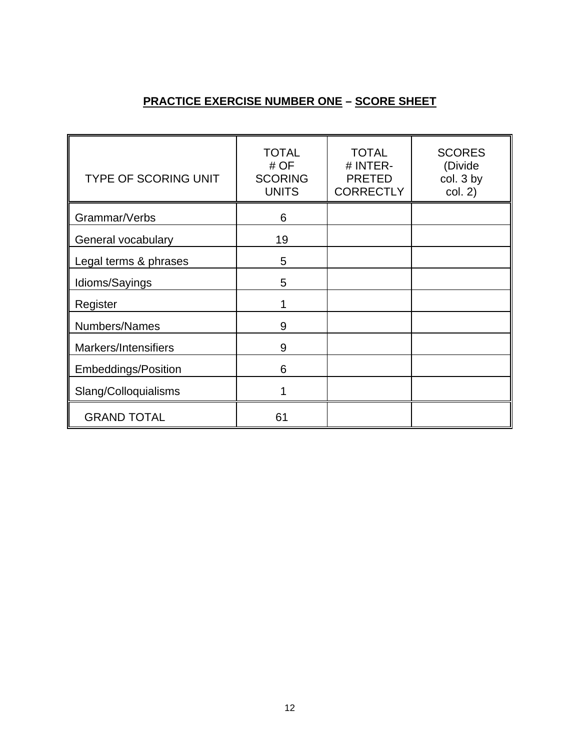## **PRACTICE EXERCISE NUMBER ONE – SCORE SHEET**

| TYPE OF SCORING UNIT | TOTAL # OF SCORING UNITS | TOTAL # INTER-PRETED CORRECTLY | SCORES (Divide col. 3 by col. 2) |
|---|---|---|---|
| Grammar/Verbs | 6 | | |
| General vocabulary | 19 | | |
| Legal terms & phrases | 5 | | |
| Idioms/Sayings | 5 | | |
| Register | 1 | | |
| Numbers/Names | 9 | | |
| Markers/Intensifiers | 9 | | |
| Embeddings/Position | 6 | | |
| Slang/Colloquialisms | 1 | | |
| GRAND TOTAL | 61 | | |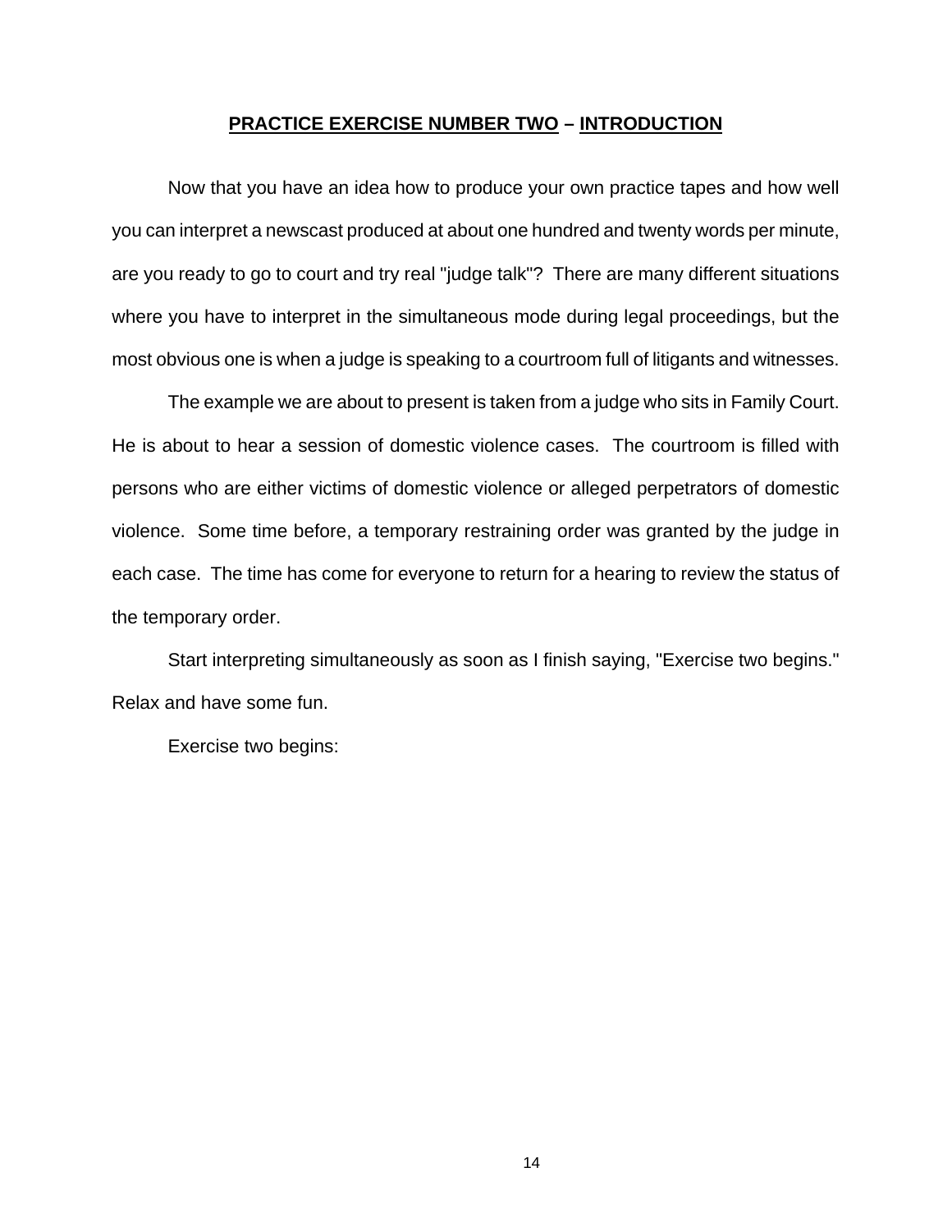## <u>PRACTICE EXERCISE NUMBER TWO</u> – <u>INTRODUCTION</u>

Now that you have an idea how to produce your own practice tapes and how well you can interpret a newscast produced at about one hundred and twenty words per minute, are you ready to go to court and try real "judge talk"? There are many different situations where you have to interpret in the simultaneous mode during legal proceedings, but the most obvious one is when a judge is speaking to a courtroom full of litigants and witnesses.

The example we are about to present is taken from a judge who sits in Family Court. He is about to hear a session of domestic violence cases. The courtroom is filled with persons who are either victims of domestic violence or alleged perpetrators of domestic violence. Some time before, a temporary restraining order was granted by the judge in each case. The time has come for everyone to return for a hearing to review the status of the temporary order.

Start interpreting simultaneously as soon as I finish saying, "Exercise two begins." Relax and have some fun.

Exercise two begins: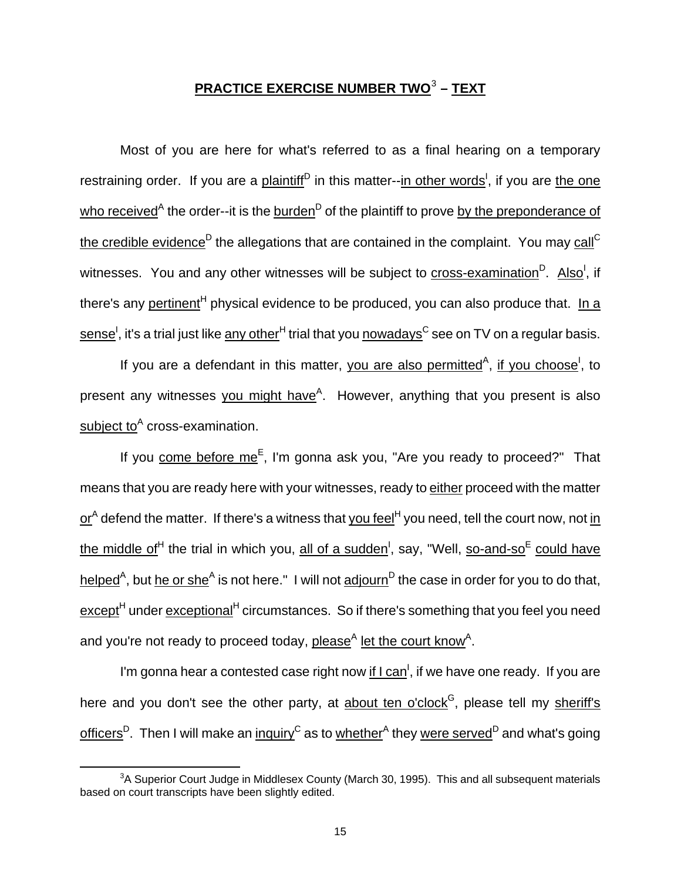## **PRACTICE EXERCISE NUMBER TWO**[3] **– TEXT**

Most of you are here for what's referred to as a final hearing on a temporary restraining order. If you are a plaintiff[D] in this matter--in other words[I], if you are the one who received[A] the order--it is the burden[D] of the plaintiff to prove by the preponderance of the credible evidence[D] the allegations that are contained in the complaint. You may call[C] witnesses. You and any other witnesses will be subject to cross-examination[D]. Also[I], if there's any pertinent[H] physical evidence to be produced, you can also produce that. In a sense[I], it's a trial just like any other[H] trial that you nowadays[C] see on TV on a regular basis.

If you are a defendant in this matter, you are also permitted[A], if you choose[I], to present any witnesses you might have[A]. However, anything that you present is also subject to[A] cross-examination.

If you come before me[E], I'm gonna ask you, "Are you ready to proceed?" That means that you are ready here with your witnesses, ready to either proceed with the matter or[A] defend the matter. If there's a witness that you feel[H] you need, tell the court now, not in the middle of[H] the trial in which you, all of a sudden[I], say, "Well, so-and-so[E] could have helped[A], but he or she[A] is not here." I will not adjourn[D] the case in order for you to do that, except[H] under exceptional[H] circumstances. So if there's something that you feel you need and you're not ready to proceed today, please[A] let the court know[A].

I'm gonna hear a contested case right now if I can[I], if we have one ready. If you are here and you don't see the other party, at about ten o'clock[G], please tell my sheriff's officers[D]. Then I will make an inquiry[C] as to whether[A] they were served[D] and what's going

---

[3] A Superior Court Judge in Middlesex County (March 30, 1995). This and all subsequent materials based on court transcripts have been slightly edited.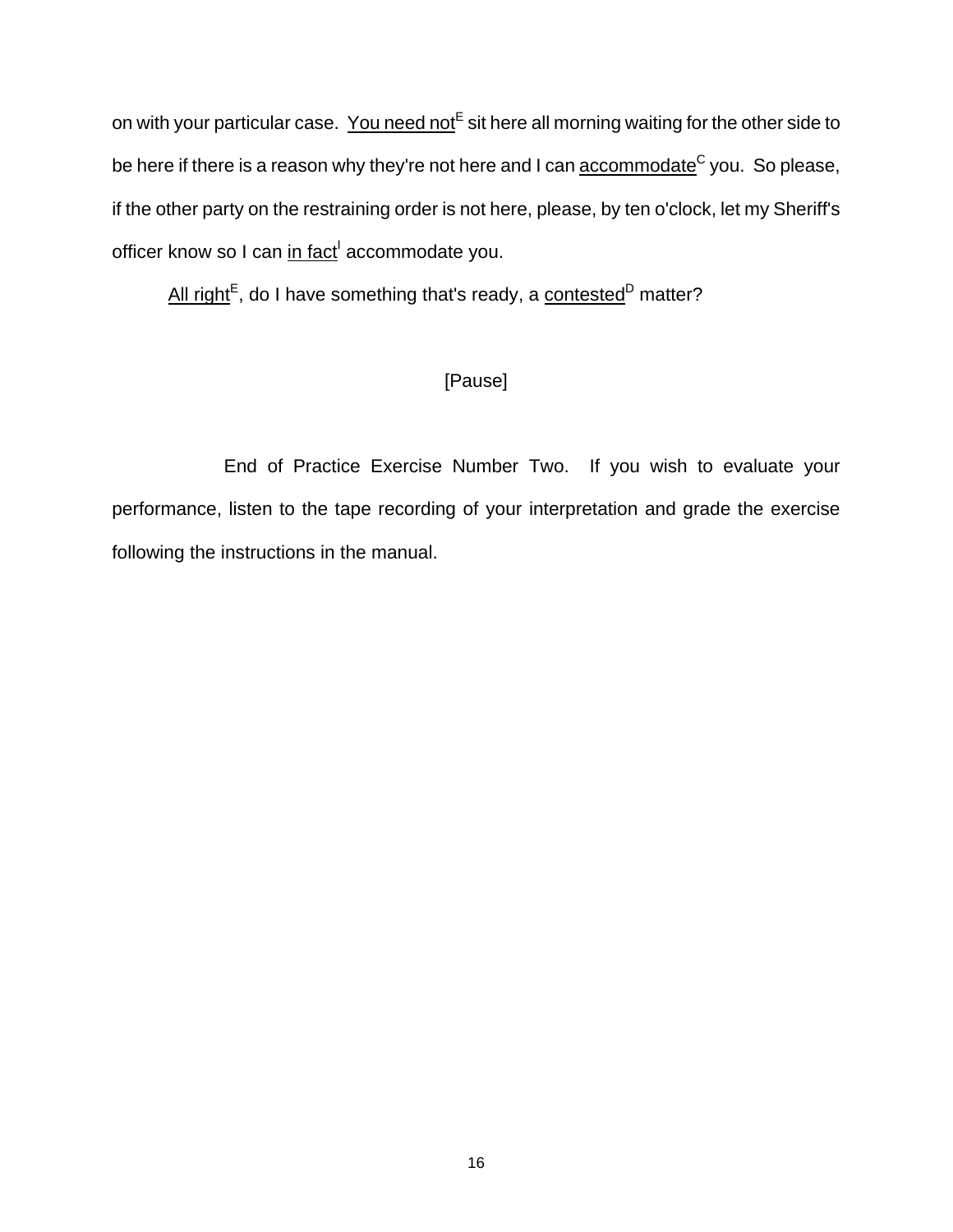on with your particular case. <u>You need not</u>[E] sit here all morning waiting for the other side to be here if there is a reason why they're not here and I can <u>accommodate</u>[C] you. So please, if the other party on the restraining order is not here, please, by ten o'clock, let my Sheriff's officer know so I can <u>in fact</u>[I] accommodate you.

<u>All right</u>[E], do I have something that's ready, a <u>contested</u>[D] matter?

[Pause]

End of Practice Exercise Number Two. If you wish to evaluate your performance, listen to the tape recording of your interpretation and grade the exercise following the instructions in the manual.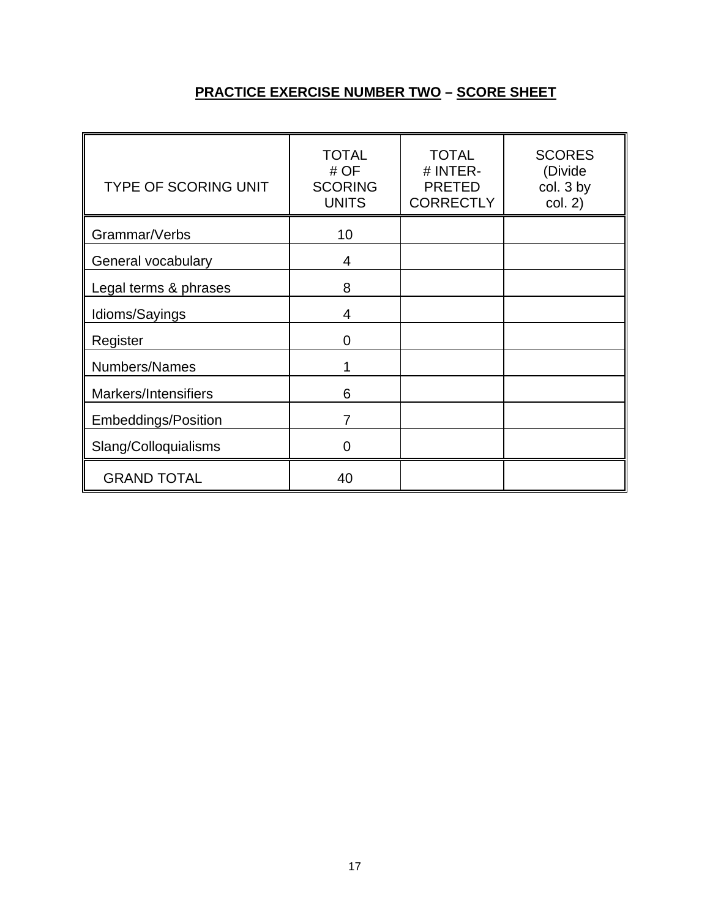**PRACTICE EXERCISE NUMBER TWO – SCORE SHEET**

| TYPE OF SCORING UNIT | TOTAL # OF SCORING UNITS | TOTAL # INTER-PRETED CORRECTLY | SCORES (Divide col. 3 by col. 2) |
|---|---|---|---|
| Grammar/Verbs | 10 | | |
| General vocabulary | 4 | | |
| Legal terms & phrases | 8 | | |
| Idioms/Sayings | 4 | | |
| Register | 0 | | |
| Numbers/Names | 1 | | |
| Markers/Intensifiers | 6 | | |
| Embeddings/Position | 7 | | |
| Slang/Colloquialisms | 0 | | |
| GRAND TOTAL | 40 | | |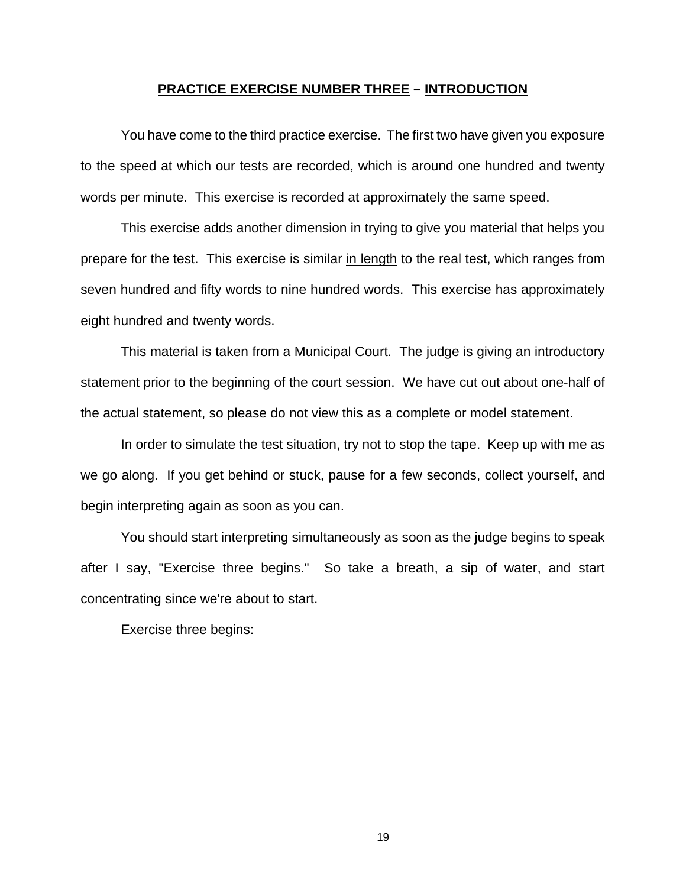## **PRACTICE EXERCISE NUMBER THREE – INTRODUCTION**

You have come to the third practice exercise. The first two have given you exposure to the speed at which our tests are recorded, which is around one hundred and twenty words per minute. This exercise is recorded at approximately the same speed.

This exercise adds another dimension in trying to give you material that helps you prepare for the test. This exercise is similar <u>in length</u> to the real test, which ranges from seven hundred and fifty words to nine hundred words. This exercise has approximately eight hundred and twenty words.

This material is taken from a Municipal Court. The judge is giving an introductory statement prior to the beginning of the court session. We have cut out about one-half of the actual statement, so please do not view this as a complete or model statement.

In order to simulate the test situation, try not to stop the tape. Keep up with me as we go along. If you get behind or stuck, pause for a few seconds, collect yourself, and begin interpreting again as soon as you can.

You should start interpreting simultaneously as soon as the judge begins to speak after I say, "Exercise three begins." So take a breath, a sip of water, and start concentrating since we're about to start.

Exercise three begins: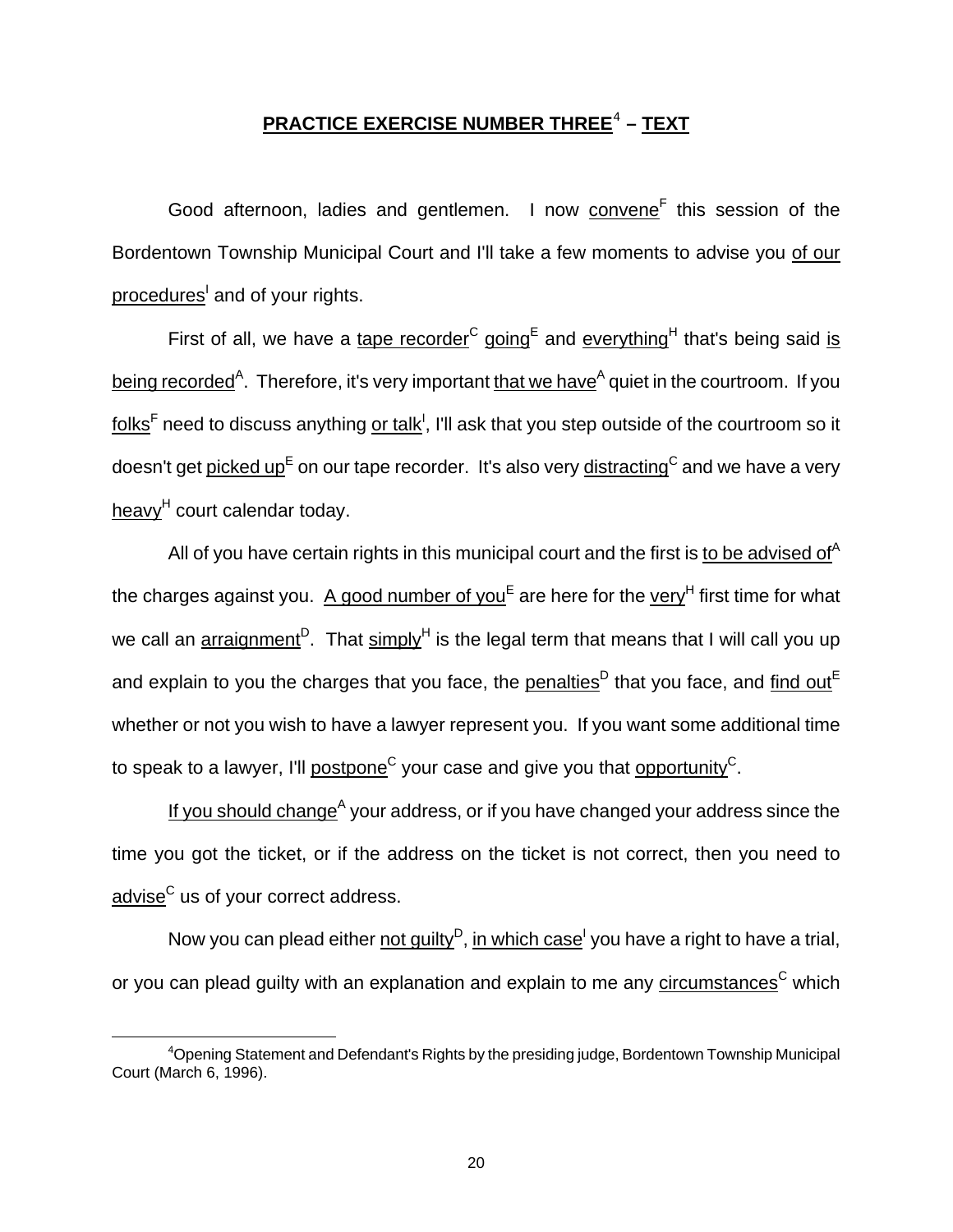# <u>PRACTICE EXERCISE NUMBER THREE</u>[4] – <u>TEXT</u>

Good afternoon, ladies and gentlemen. I now <u>convene</u>[F] this session of the Bordentown Township Municipal Court and I'll take a few moments to advise you <u>of our procedures</u>[I] and of your rights.

First of all, we have a <u>tape recorder</u>[C] <u>going</u>[E] and <u>everything</u>[H] that's being said <u>is being recorded</u>[A]. Therefore, it's very important <u>that we have</u>[A] quiet in the courtroom. If you <u>folks</u>[F] need to discuss anything <u>or talk</u>[I], I'll ask that you step outside of the courtroom so it doesn't get <u>picked up</u>[E] on our tape recorder. It's also very <u>distracting</u>[C] and we have a very <u>heavy</u>[H] court calendar today.

All of you have certain rights in this municipal court and the first is <u>to be advised of</u>[A] the charges against you. <u>A good number of you</u>[E] are here for the <u>very</u>[H] first time for what we call an <u>arraignment</u>[D]. That <u>simply</u>[H] is the legal term that means that I will call you up and explain to you the charges that you face, the <u>penalties</u>[D] that you face, and <u>find out</u>[E] whether or not you wish to have a lawyer represent you. If you want some additional time to speak to a lawyer, I'll <u>postpone</u>[C] your case and give you that <u>opportunity</u>[C].

<u>If you should change</u>[A] your address, or if you have changed your address since the time you got the ticket, or if the address on the ticket is not correct, then you need to <u>advise</u>[C] us of your correct address.

Now you can plead either <u>not guilty</u>[D], <u>in which case</u>[I] you have a right to have a trial, or you can plead guilty with an explanation and explain to me any <u>circumstances</u>[C] which

---

[4] Opening Statement and Defendant's Rights by the presiding judge, Bordentown Township Municipal Court (March 6, 1996).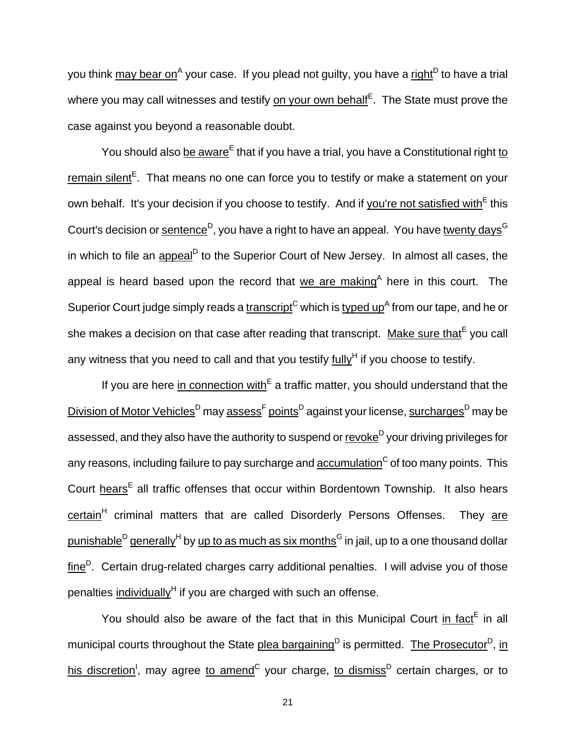you think <u>may bear on</u>[A] your case. If you plead not guilty, you have a <u>right</u>[D] to have a trial where you may call witnesses and testify <u>on your own behalf</u>[E]. The State must prove the case against you beyond a reasonable doubt.

You should also <u>be aware</u>[E] that if you have a trial, you have a Constitutional right <u>to remain silent</u>[E]. That means no one can force you to testify or make a statement on your own behalf. It's your decision if you choose to testify. And if <u>you're not satisfied with</u>[E] this Court's decision or <u>sentence</u>[D], you have a right to have an appeal. You have <u>twenty days</u>[G] in which to file an <u>appeal</u>[D] to the Superior Court of New Jersey. In almost all cases, the appeal is heard based upon the record that <u>we are making</u>[A] here in this court. The Superior Court judge simply reads a <u>transcript</u>[C] which is <u>typed up</u>[A] from our tape, and he or she makes a decision on that case after reading that transcript. <u>Make sure that</u>[E] you call any witness that you need to call and that you testify <u>fully</u>[H] if you choose to testify.

If you are here <u>in connection with</u>[E] a traffic matter, you should understand that the <u>Division of Motor Vehicles</u>[D] may <u>assess</u>[F] <u>points</u>[D] against your license, <u>surcharges</u>[D] may be assessed, and they also have the authority to suspend or <u>revoke</u>[D] your driving privileges for any reasons, including failure to pay surcharge and <u>accumulation</u>[C] of too many points. This Court <u>hears</u>[E] all traffic offenses that occur within Bordentown Township. It also hears <u>certain</u>[H] criminal matters that are called Disorderly Persons Offenses. They <u>are punishable</u>[D] <u>generally</u>[H] by <u>up to as much as six months</u>[G] in jail, up to a one thousand dollar <u>fine</u>[D]. Certain drug-related charges carry additional penalties. I will advise you of those penalties <u>individually</u>[H] if you are charged with such an offense.

You should also be aware of the fact that in this Municipal Court <u>in fact</u>[E] in all municipal courts throughout the State <u>plea bargaining</u>[D] is permitted. <u>The Prosecutor</u>[D], <u>in his discretion</u>[I], may agree <u>to amend</u>[C] your charge, <u>to dismiss</u>[D] certain charges, or to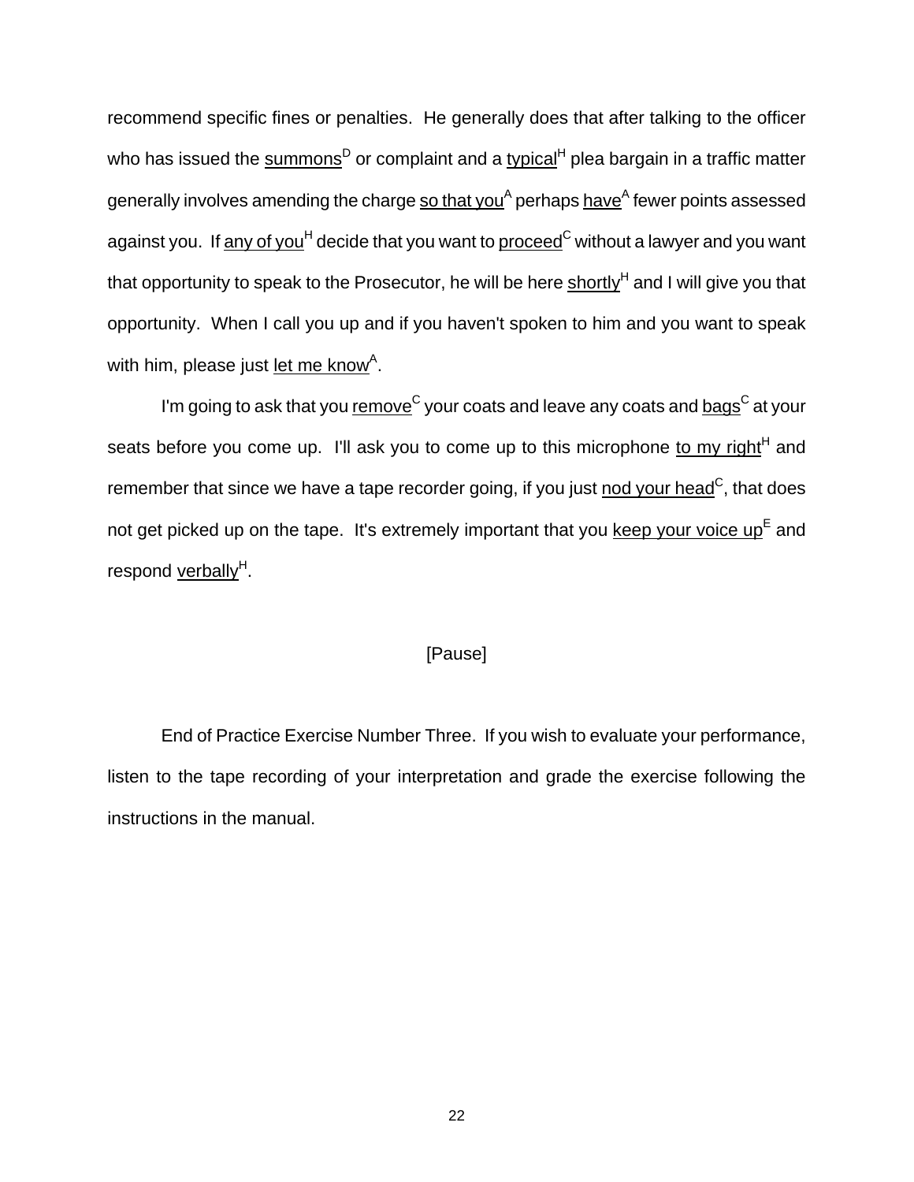recommend specific fines or penalties. He generally does that after talking to the officer who has issued the <u>summons</u>[D] or complaint and a <u>typical</u>[H] plea bargain in a traffic matter generally involves amending the charge <u>so that you</u>[A] perhaps <u>have</u>[A] fewer points assessed against you. If <u>any of you</u>[H] decide that you want to <u>proceed</u>[C] without a lawyer and you want that opportunity to speak to the Prosecutor, he will be here <u>shortly</u>[H] and I will give you that opportunity. When I call you up and if you haven't spoken to him and you want to speak with him, please just <u>let me know</u>[A].

I'm going to ask that you <u>remove</u>[C] your coats and leave any coats and <u>bags</u>[C] at your seats before you come up. I'll ask you to come up to this microphone <u>to my right</u>[H] and remember that since we have a tape recorder going, if you just <u>nod your head</u>[C], that does not get picked up on the tape. It's extremely important that you <u>keep your voice up</u>[E] and respond <u>verbally</u>[H].

[Pause]

End of Practice Exercise Number Three. If you wish to evaluate your performance, listen to the tape recording of your interpretation and grade the exercise following the instructions in the manual.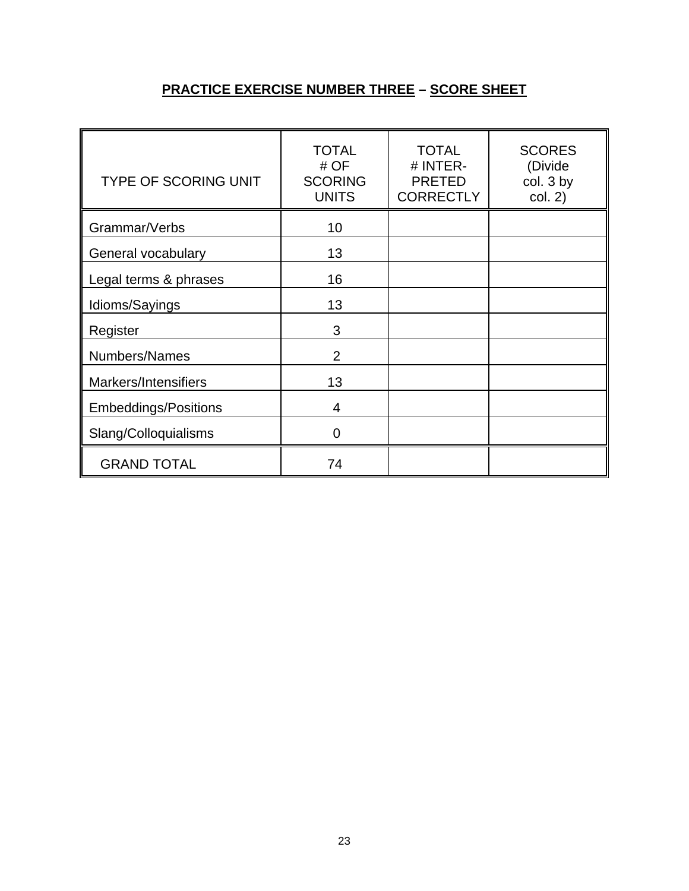## **PRACTICE EXERCISE NUMBER THREE – SCORE SHEET**

| TYPE OF SCORING UNIT | TOTAL # OF SCORING UNITS | TOTAL # INTER-PRETED CORRECTLY | SCORES (Divide col. 3 by col. 2) |
|---|---|---|---|
| Grammar/Verbs | 10 | | |
| General vocabulary | 13 | | |
| Legal terms & phrases | 16 | | |
| Idioms/Sayings | 13 | | |
| Register | 3 | | |
| Numbers/Names | 2 | | |
| Markers/Intensifiers | 13 | | |
| Embeddings/Positions | 4 | | |
| Slang/Colloquialisms | 0 | | |
| GRAND TOTAL | 74 | | |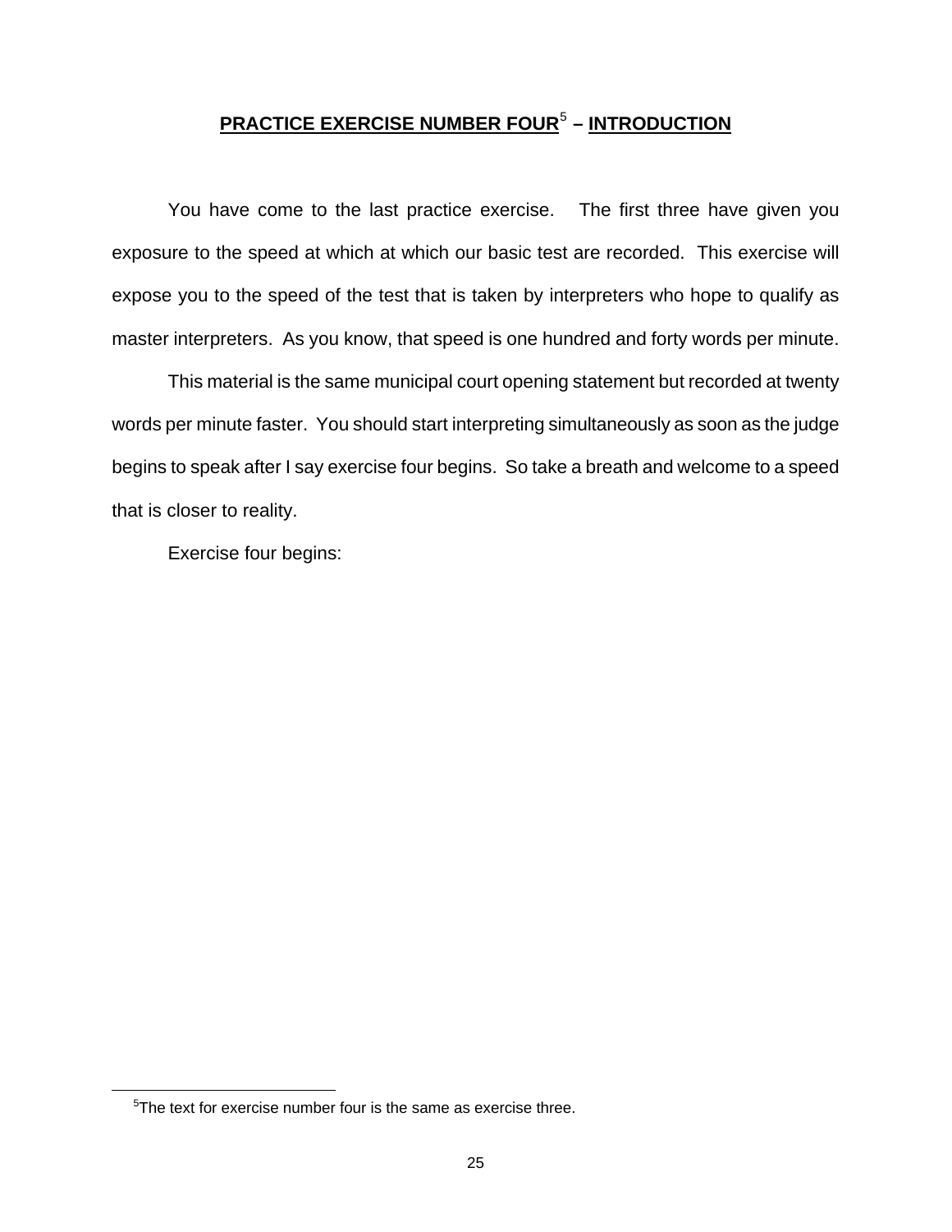## PRACTICE EXERCISE NUMBER FOUR[5] – INTRODUCTION

You have come to the last practice exercise. The first three have given you exposure to the speed at which at which our basic test are recorded. This exercise will expose you to the speed of the test that is taken by interpreters who hope to qualify as master interpreters. As you know, that speed is one hundred and forty words per minute.

This material is the same municipal court opening statement but recorded at twenty words per minute faster. You should start interpreting simultaneously as soon as the judge begins to speak after I say exercise four begins. So take a breath and welcome to a speed that is closer to reality.

Exercise four begins:

[5] The text for exercise number four is the same as exercise three.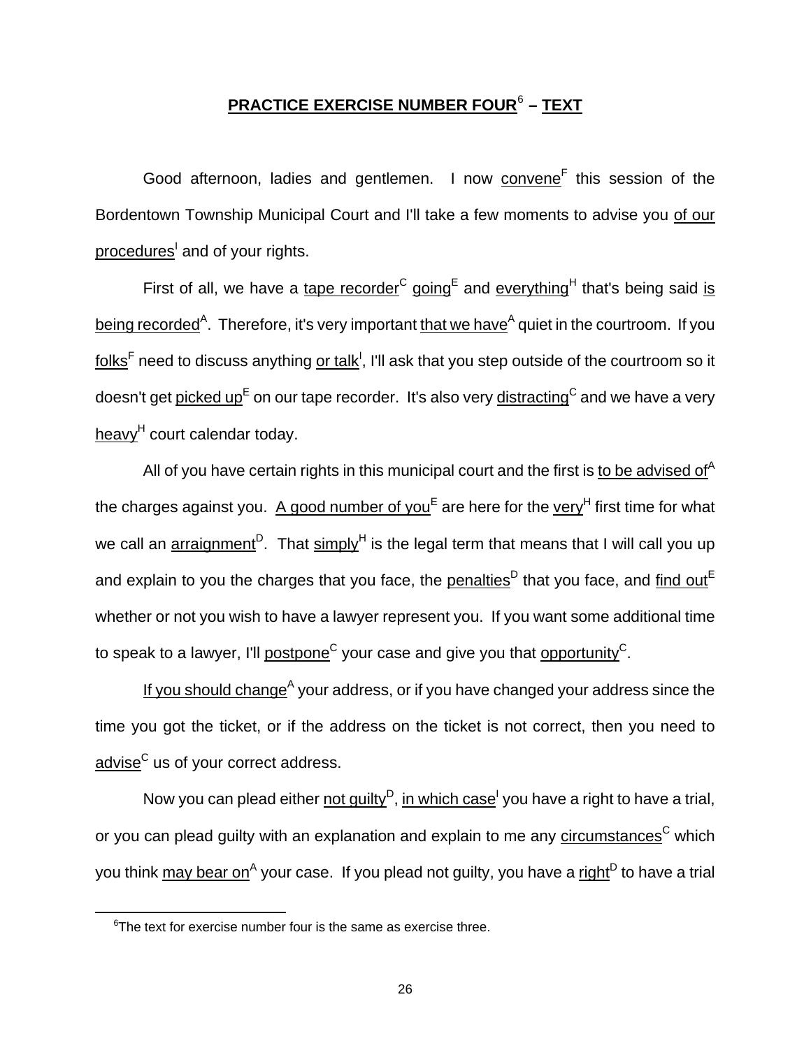## PRACTICE EXERCISE NUMBER FOUR[6] – TEXT

Good afternoon, ladies and gentlemen. I now convene[F] this session of the Bordentown Township Municipal Court and I'll take a few moments to advise you of our procedures[I] and of your rights.

First of all, we have a tape recorder[C] going[E] and everything[H] that's being said is being recorded[A]. Therefore, it's very important that we have[A] quiet in the courtroom. If you folks[F] need to discuss anything or talk[I], I'll ask that you step outside of the courtroom so it doesn't get picked up[E] on our tape recorder. It's also very distracting[C] and we have a very heavy[H] court calendar today.

All of you have certain rights in this municipal court and the first is to be advised of[A] the charges against you. A good number of you[E] are here for the very[H] first time for what we call an arraignment[D]. That simply[H] is the legal term that means that I will call you up and explain to you the charges that you face, the penalties[D] that you face, and find out[E] whether or not you wish to have a lawyer represent you. If you want some additional time to speak to a lawyer, I'll postpone[C] your case and give you that opportunity[C].

If you should change[A] your address, or if you have changed your address since the time you got the ticket, or if the address on the ticket is not correct, then you need to advise[C] us of your correct address.

Now you can plead either not guilty[D], in which case[I] you have a right to have a trial, or you can plead guilty with an explanation and explain to me any circumstances[C] which you think may bear on[A] your case. If you plead not guilty, you have a right[D] to have a trial

---

[6] The text for exercise number four is the same as exercise three.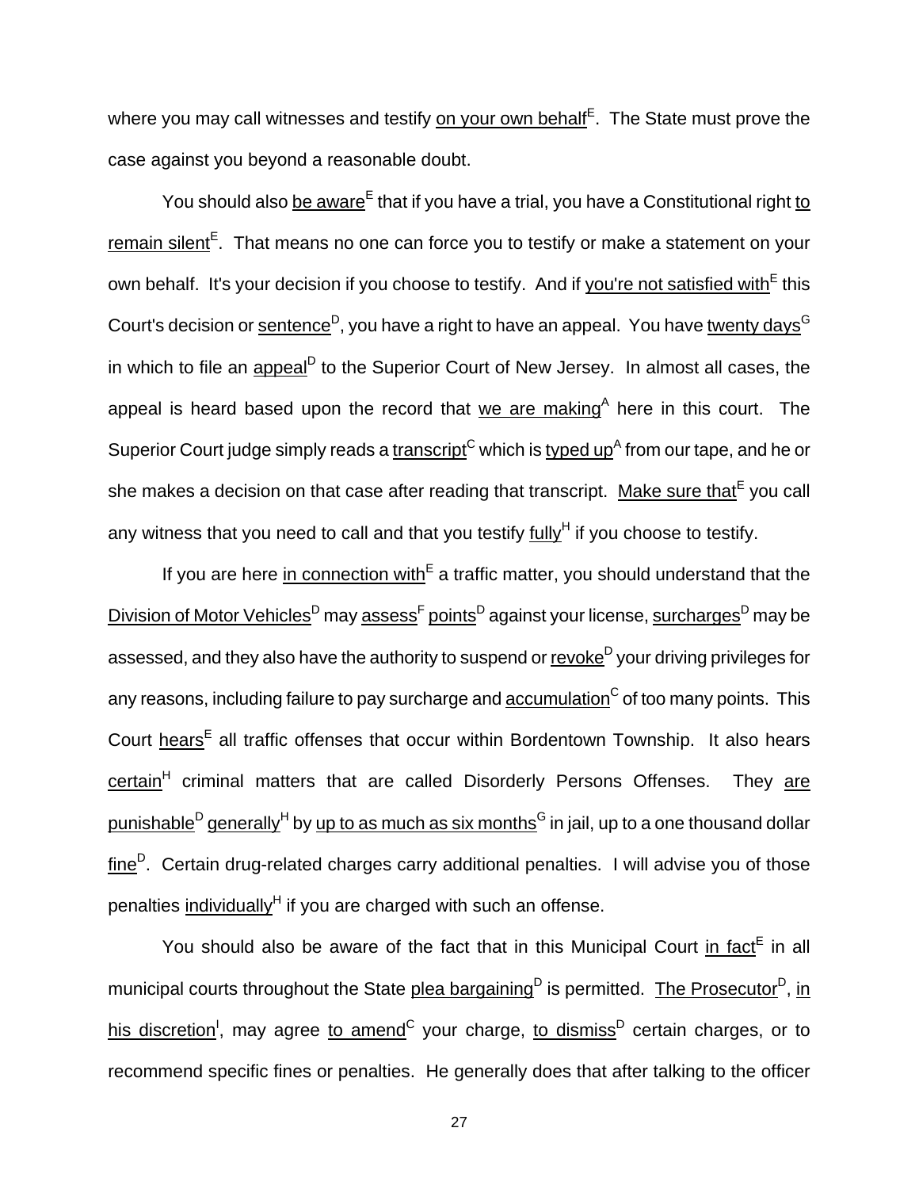where you may call witnesses and testify on your own behalf[E]. The State must prove the case against you beyond a reasonable doubt.

You should also be aware[E] that if you have a trial, you have a Constitutional right to remain silent[E]. That means no one can force you to testify or make a statement on your own behalf. It's your decision if you choose to testify. And if you're not satisfied with[E] this Court's decision or sentence[D], you have a right to have an appeal. You have twenty days[G] in which to file an appeal[D] to the Superior Court of New Jersey. In almost all cases, the appeal is heard based upon the record that we are making[A] here in this court. The Superior Court judge simply reads a transcript[C] which is typed up[A] from our tape, and he or she makes a decision on that case after reading that transcript. Make sure that[E] you call any witness that you need to call and that you testify fully[H] if you choose to testify.

If you are here in connection with[E] a traffic matter, you should understand that the Division of Motor Vehicles[D] may assess[F] points[D] against your license, surcharges[D] may be assessed, and they also have the authority to suspend or revoke[D] your driving privileges for any reasons, including failure to pay surcharge and accumulation[C] of too many points. This Court hears[E] all traffic offenses that occur within Bordentown Township. It also hears certain[H] criminal matters that are called Disorderly Persons Offenses. They are punishable[D] generally[H] by up to as much as six months[G] in jail, up to a one thousand dollar fine[D]. Certain drug-related charges carry additional penalties. I will advise you of those penalties individually[H] if you are charged with such an offense.

You should also be aware of the fact that in this Municipal Court in fact[E] in all municipal courts throughout the State plea bargaining[D] is permitted. The Prosecutor[D], in his discretion[I], may agree to amend[C] your charge, to dismiss[D] certain charges, or to recommend specific fines or penalties. He generally does that after talking to the officer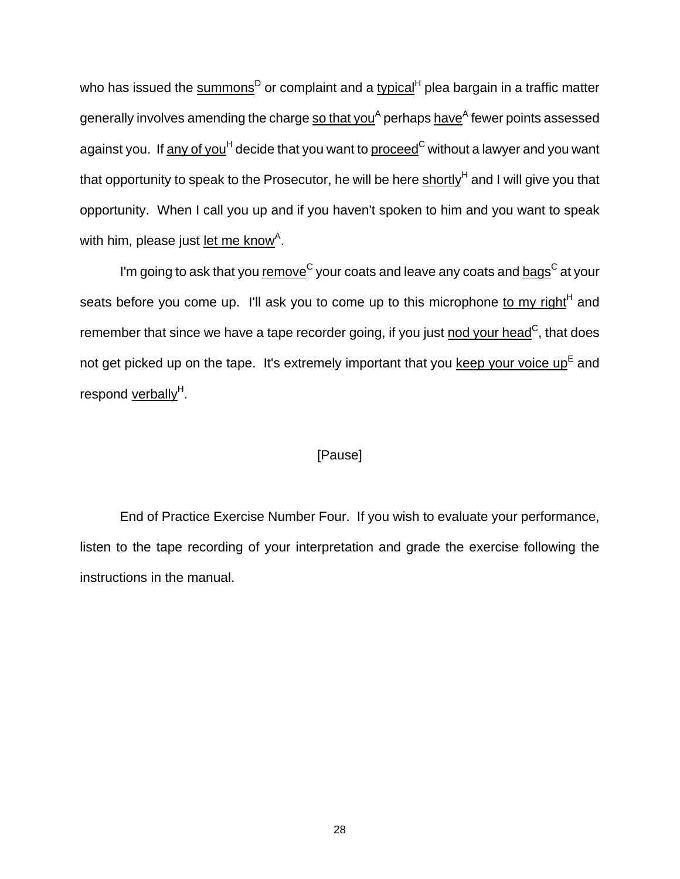who has issued the <u>summons</u>[D] or complaint and a <u>typical</u>[H] plea bargain in a traffic matter generally involves amending the charge <u>so that you</u>[A] perhaps <u>have</u>[A] fewer points assessed against you. If <u>any of you</u>[H] decide that you want to <u>proceed</u>[C] without a lawyer and you want that opportunity to speak to the Prosecutor, he will be here <u>shortly</u>[H] and I will give you that opportunity. When I call you up and if you haven't spoken to him and you want to speak with him, please just <u>let me know</u>[A].

I'm going to ask that you <u>remove</u>[C] your coats and leave any coats and <u>bags</u>[C] at your seats before you come up. I'll ask you to come up to this microphone <u>to my right</u>[H] and remember that since we have a tape recorder going, if you just <u>nod your head</u>[C], that does not get picked up on the tape. It's extremely important that you <u>keep your voice up</u>[E] and respond <u>verbally</u>[H].

[Pause]

End of Practice Exercise Number Four. If you wish to evaluate your performance, listen to the tape recording of your interpretation and grade the exercise following the instructions in the manual.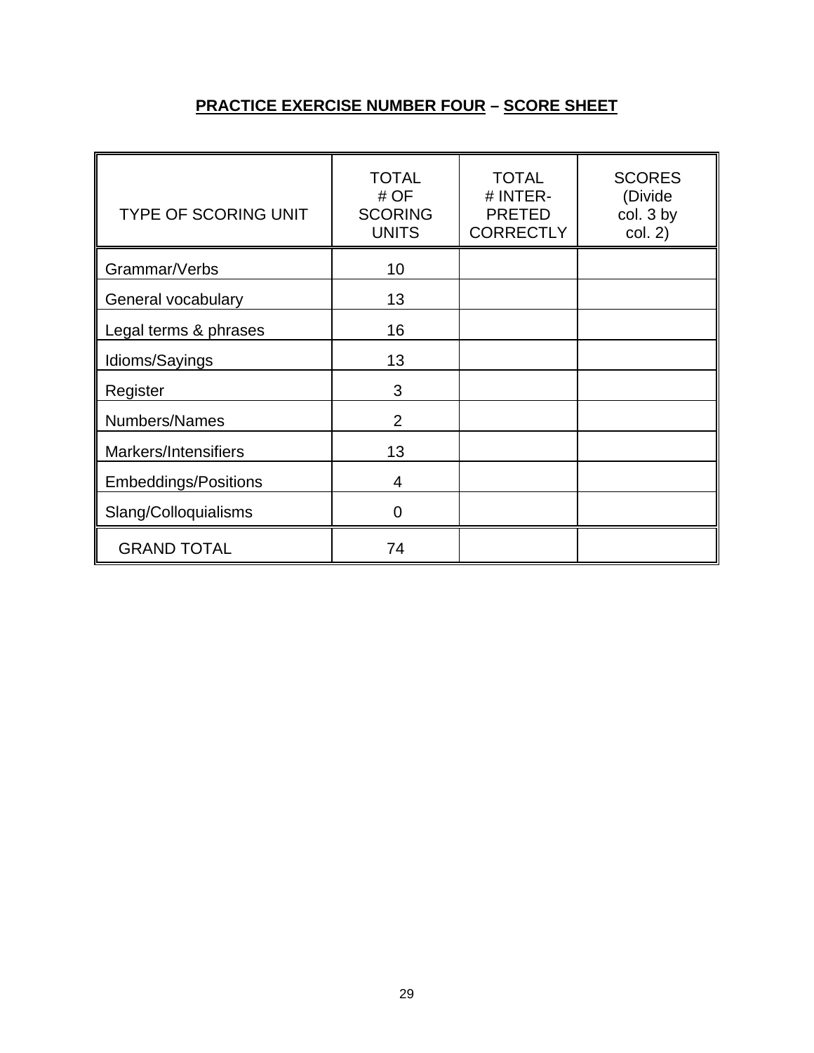## PRACTICE EXERCISE NUMBER FOUR – SCORE SHEET

| TYPE OF SCORING UNIT | TOTAL # OF SCORING UNITS | TOTAL # INTER-PRETED CORRECTLY | SCORES (Divide col. 3 by col. 2) |
|---|---|---|---|
| Grammar/Verbs | 10 | | |
| General vocabulary | 13 | | |
| Legal terms & phrases | 16 | | |
| Idioms/Sayings | 13 | | |
| Register | 3 | | |
| Numbers/Names | 2 | | |
| Markers/Intensifiers | 13 | | |
| Embeddings/Positions | 4 | | |
| Slang/Colloquialisms | 0 | | |
| GRAND TOTAL | 74 | | |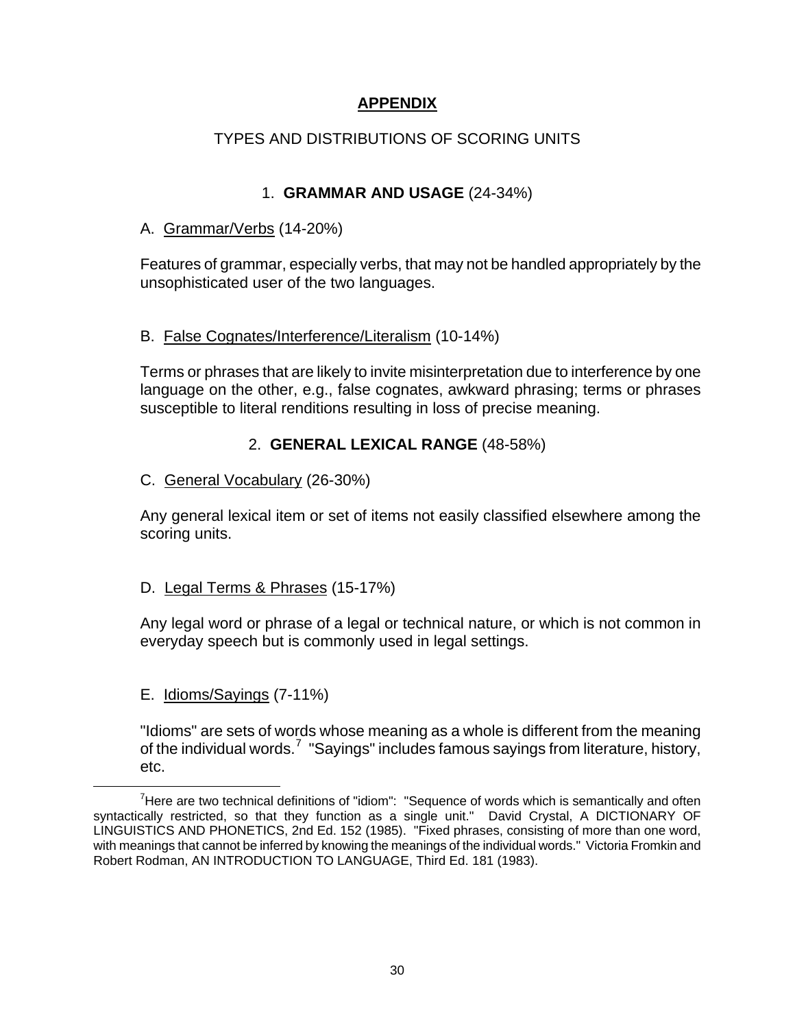# APPENDIX

## TYPES AND DISTRIBUTIONS OF SCORING UNITS

### 1. **GRAMMAR AND USAGE** (24-34%)

A. Grammar/Verbs (14-20%)

Features of grammar, especially verbs, that may not be handled appropriately by the unsophisticated user of the two languages.

B. False Cognates/Interference/Literalism (10-14%)

Terms or phrases that are likely to invite misinterpretation due to interference by one language on the other, e.g., false cognates, awkward phrasing; terms or phrases susceptible to literal renditions resulting in loss of precise meaning.

### 2. **GENERAL LEXICAL RANGE** (48-58%)

C. General Vocabulary (26-30%)

Any general lexical item or set of items not easily classified elsewhere among the scoring units.

D. Legal Terms & Phrases (15-17%)

Any legal word or phrase of a legal or technical nature, or which is not common in everyday speech but is commonly used in legal settings.

E. Idioms/Sayings (7-11%)

"Idioms" are sets of words whose meaning as a whole is different from the meaning of the individual words.[7] "Sayings" includes famous sayings from literature, history, etc.

---

[7]Here are two technical definitions of "idiom": "Sequence of words which is semantically and often syntactically restricted, so that they function as a single unit." David Crystal, A DICTIONARY OF LINGUISTICS AND PHONETICS, 2nd Ed. 152 (1985). "Fixed phrases, consisting of more than one word, with meanings that cannot be inferred by knowing the meanings of the individual words." Victoria Fromkin and Robert Rodman, AN INTRODUCTION TO LANGUAGE, Third Ed. 181 (1983).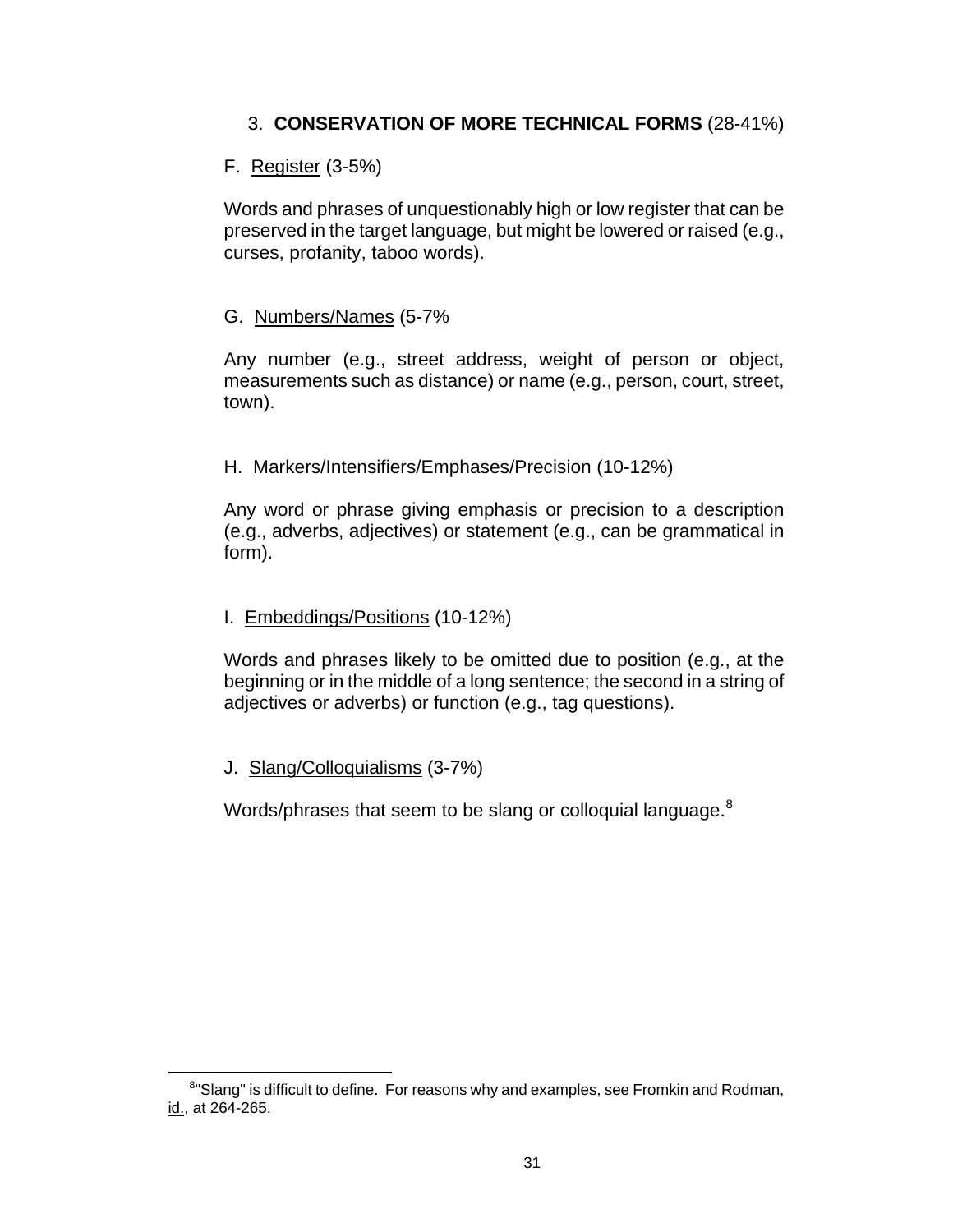### 3. **CONSERVATION OF MORE TECHNICAL FORMS** (28-41%)

F. Register (3-5%)

Words and phrases of unquestionably high or low register that can be preserved in the target language, but might be lowered or raised (e.g., curses, profanity, taboo words).

G. Numbers/Names (5-7%

Any number (e.g., street address, weight of person or object, measurements such as distance) or name (e.g., person, court, street, town).

H. Markers/Intensifiers/Emphases/Precision (10-12%)

Any word or phrase giving emphasis or precision to a description (e.g., adverbs, adjectives) or statement (e.g., can be grammatical in form).

I. Embeddings/Positions (10-12%)

Words and phrases likely to be omitted due to position (e.g., at the beginning or in the middle of a long sentence; the second in a string of adjectives or adverbs) or function (e.g., tag questions).

J. Slang/Colloquialisms (3-7%)

Words/phrases that seem to be slang or colloquial language.[8]

---

[8]"Slang" is difficult to define. For reasons why and examples, see Fromkin and Rodman, id., at 264-265.